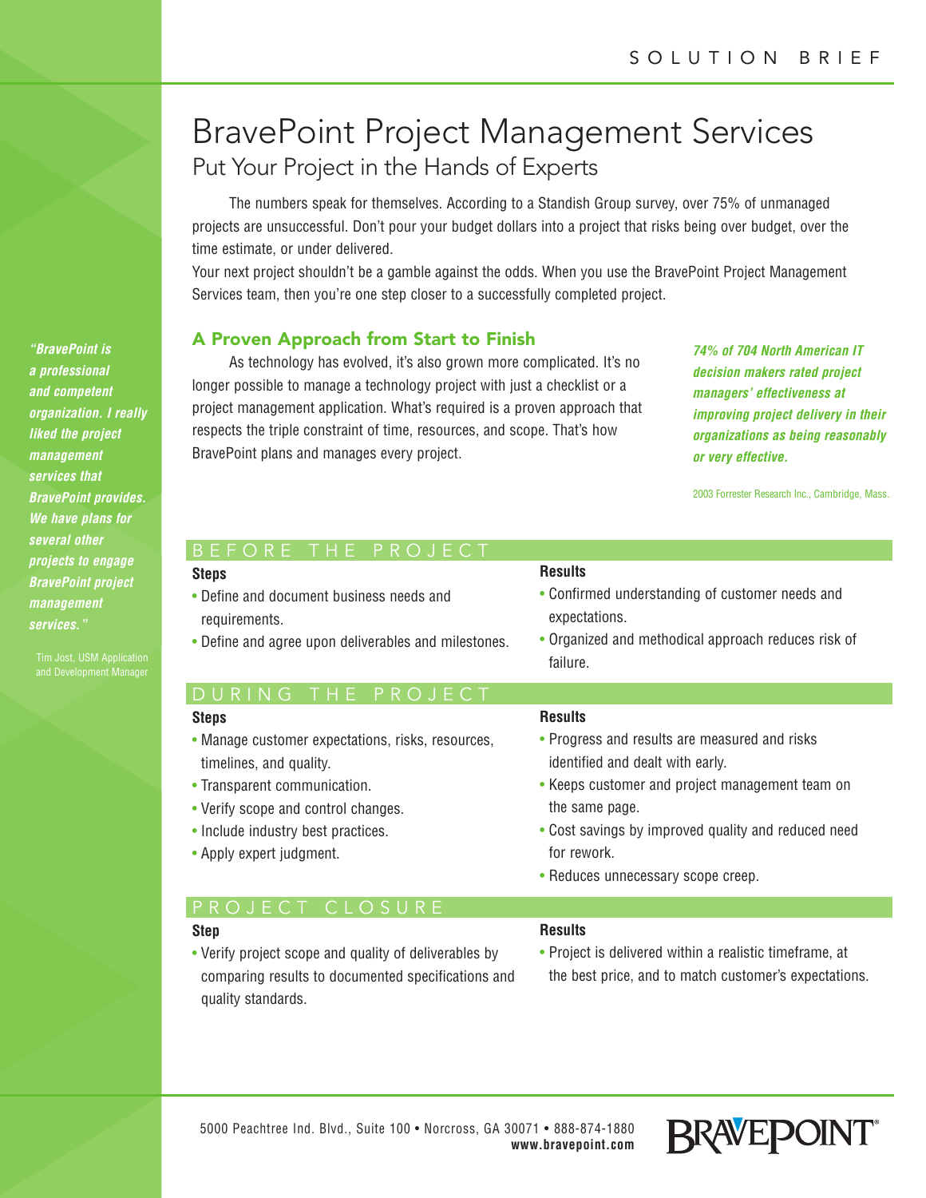SOLUTION BRIEF

# BravePoint Project Management Services

## Put Your Project in the Hands of Experts

The numbers speak for themselves. According to a Standish Group survey, over 75% of unmanaged projects are unsuccessful. Don't pour your budget dollars into a project that risks being over budget, over the time estimate, or under delivered.

Your next project shouldn't be a gamble against the odds. When you use the BravePoint Project Management Services team, then you're one step closer to a successfully completed project.

### A Proven Approach from Start to Finish

As technology has evolved, it's also grown more complicated. It's no longer possible to manage a technology project with just a checklist or a project management application. What's required is a proven approach that respects the triple constraint of time, resources, and scope. That's how BravePoint plans and manages every project.

***74% of 704 North American IT decision makers rated project managers' effectiveness at improving project delivery in their organizations as being reasonably or very effective.***

2003 Forrester Research Inc., Cambridge, Mass.

***"BravePoint is a professional and competent organization. I really liked the project management services that BravePoint provides. We have plans for several other projects to engage BravePoint project management services."***

Tim Jost, USM Application and Development Manager

## BEFORE THE PROJECT

**Steps**

- Define and document business needs and requirements.
- Define and agree upon deliverables and milestones.

**Results**

- Confirmed understanding of customer needs and expectations.
- Organized and methodical approach reduces risk of failure.

## DURING THE PROJECT

**Steps**

- Manage customer expectations, risks, resources, timelines, and quality.
- Transparent communication.
- Verify scope and control changes.
- Include industry best practices.
- Apply expert judgment.

**Results**

- Progress and results are measured and risks identified and dealt with early.
- Keeps customer and project management team on the same page.
- Cost savings by improved quality and reduced need for rework.
- Reduces unnecessary scope creep.

## PROJECT CLOSURE

**Step**

- Verify project scope and quality of deliverables by comparing results to documented specifications and quality standards.

**Results**

- Project is delivered within a realistic timeframe, at the best price, and to match customer's expectations.

5000 Peachtree Ind. Blvd., Suite 100 • Norcross, GA 30071 • 888-874-1880
**www.bravepoint.com**

BRAVEPOINT®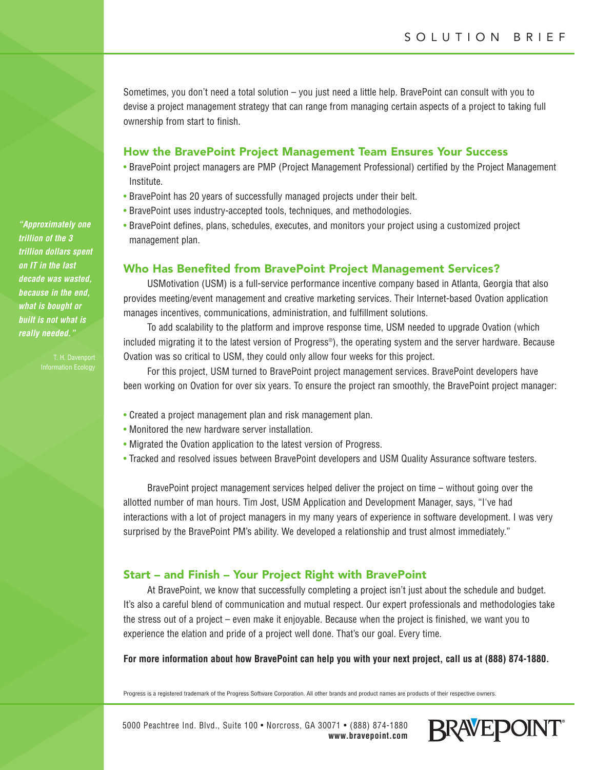Sometimes, you don't need a total solution – you just need a little help. BravePoint can consult with you to devise a project management strategy that can range from managing certain aspects of a project to taking full ownership from start to finish.

## How the BravePoint Project Management Team Ensures Your Success

- BravePoint project managers are PMP (Project Management Professional) certified by the Project Management Institute.
- BravePoint has 20 years of successfully managed projects under their belt.
- BravePoint uses industry-accepted tools, techniques, and methodologies.
- BravePoint defines, plans, schedules, executes, and monitors your project using a customized project management plan.

> ***"Approximately one trillion of the 3 trillion dollars spent on IT in the last decade was wasted, because in the end, what is bought or built is not what is really needed."***
>
> T. H. Davenport
> Information Ecology

## Who Has Benefited from BravePoint Project Management Services?

USMotivation (USM) is a full-service performance incentive company based in Atlanta, Georgia that also provides meeting/event management and creative marketing services. Their Internet-based Ovation application manages incentives, communications, administration, and fulfillment solutions.

To add scalability to the platform and improve response time, USM needed to upgrade Ovation (which included migrating it to the latest version of Progress®), the operating system and the server hardware. Because Ovation was so critical to USM, they could only allow four weeks for this project.

For this project, USM turned to BravePoint project management services. BravePoint developers have been working on Ovation for over six years. To ensure the project ran smoothly, the BravePoint project manager:

- Created a project management plan and risk management plan.
- Monitored the new hardware server installation.
- Migrated the Ovation application to the latest version of Progress.
- Tracked and resolved issues between BravePoint developers and USM Quality Assurance software testers.

BravePoint project management services helped deliver the project on time – without going over the allotted number of man hours. Tim Jost, USM Application and Development Manager, says, "I've had interactions with a lot of project managers in my many years of experience in software development. I was very surprised by the BravePoint PM's ability. We developed a relationship and trust almost immediately."

## Start – and Finish – Your Project Right with BravePoint

At BravePoint, we know that successfully completing a project isn't just about the schedule and budget. It's also a careful blend of communication and mutual respect. Our expert professionals and methodologies take the stress out of a project – even make it enjoyable. Because when the project is finished, we want you to experience the elation and pride of a project well done. That's our goal. Every time.

**For more information about how BravePoint can help you with your next project, call us at (888) 874-1880.**

Progress is a registered trademark of the Progress Software Corporation. All other brands and product names are products of their respective owners.

5000 Peachtree Ind. Blvd., Suite 100 • Norcross, GA 30071 • (888) 874-1880
**www.bravepoint.com**

BRAVEPOINT®